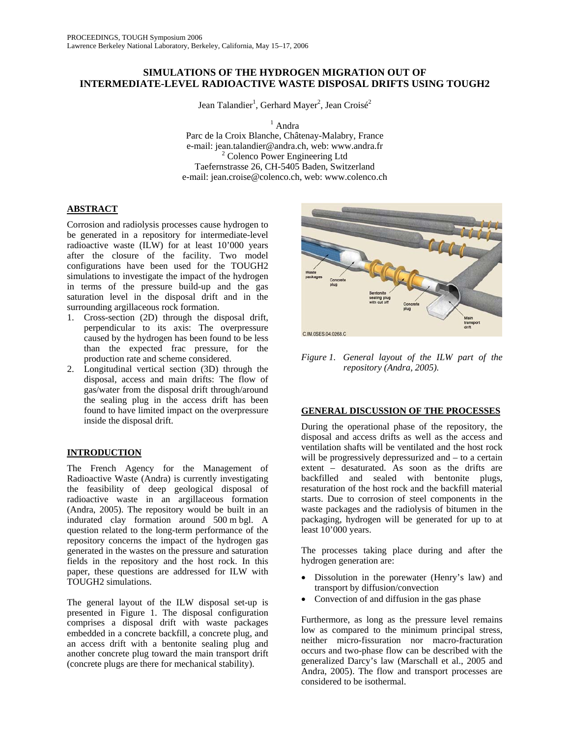PROCEEDINGS, TOUGH Symposium 2006
Lawrence Berkeley National Laboratory, Berkeley, California, May 15–17, 2006

# SIMULATIONS OF THE HYDROGEN MIGRATION OUT OF INTERMEDIATE-LEVEL RADIOACTIVE WASTE DISPOSAL DRIFTS USING TOUGH2

Jean Talandier[1], Gerhard Mayer[2], Jean Croisé[2]

[1] Andra
Parc de la Croix Blanche, Châtenay-Malabry, France
e-mail: jean.talandier@andra.ch, web: www.andra.fr
[2] Colenco Power Engineering Ltd
Taefernstrasse 26, CH-5405 Baden, Switzerland
e-mail: jean.croise@colenco.ch, web: www.colenco.ch

## ABSTRACT

Corrosion and radiolysis processes cause hydrogen to be generated in a repository for intermediate-level radioactive waste (ILW) for at least 10'000 years after the closure of the facility. Two model configurations have been used for the TOUGH2 simulations to investigate the impact of the hydrogen in terms of the pressure build-up and the gas saturation level in the disposal drift and in the surrounding argillaceous rock formation.

1. Cross-section (2D) through the disposal drift, perpendicular to its axis: The overpressure caused by the hydrogen has been found to be less than the expected frac pressure, for the production rate and scheme considered.
2. Longitudinal vertical section (3D) through the disposal, access and main drifts: The flow of gas/water from the disposal drift through/around the sealing plug in the access drift has been found to have limited impact on the overpressure inside the disposal drift.

## INTRODUCTION

The French Agency for the Management of Radioactive Waste (Andra) is currently investigating the feasibility of deep geological disposal of radioactive waste in an argillaceous formation (Andra, 2005). The repository would be built in an indurated clay formation around 500 m bgl. A question related to the long-term performance of the repository concerns the impact of the hydrogen gas generated in the wastes on the pressure and saturation fields in the repository and the host rock. In this paper, these questions are addressed for ILW with TOUGH2 simulations.

The general layout of the ILW disposal set-up is presented in Figure 1. The disposal configuration comprises a disposal drift with waste packages embedded in a concrete backfill, a concrete plug, and an access drift with a bentonite sealing plug and another concrete plug toward the main transport drift (concrete plugs are there for mechanical stability).

*Figure 1. General layout of the ILW part of the repository (Andra, 2005).*

## GENERAL DISCUSSION OF THE PROCESSES

During the operational phase of the repository, the disposal and access drifts as well as the access and ventilation shafts will be ventilated and the host rock will be progressively depressurized and – to a certain extent – desaturated. As soon as the drifts are backfilled and sealed with bentonite plugs, resaturation of the host rock and the backfill material starts. Due to corrosion of steel components in the waste packages and the radiolysis of bitumen in the packaging, hydrogen will be generated for up to at least 10'000 years.

The processes taking place during and after the hydrogen generation are:

- Dissolution in the porewater (Henry's law) and transport by diffusion/convection
- Convection of and diffusion in the gas phase

Furthermore, as long as the pressure level remains low as compared to the minimum principal stress, neither micro-fissuration nor macro-fracturation occurs and two-phase flow can be described with the generalized Darcy's law (Marschall et al., 2005 and Andra, 2005). The flow and transport processes are considered to be isothermal.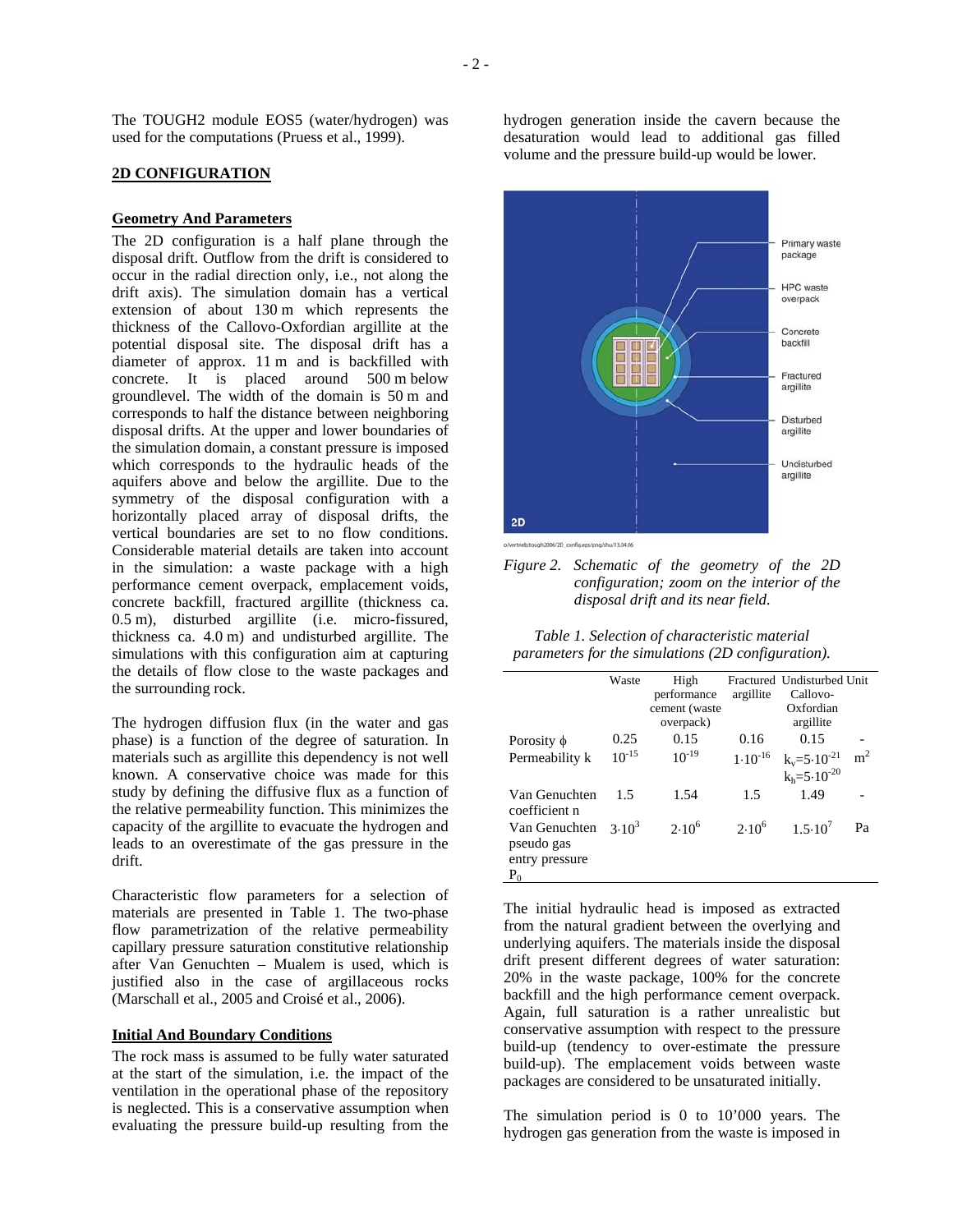The TOUGH2 module EOS5 (water/hydrogen) was used for the computations (Pruess et al., 1999).

## 2D CONFIGURATION

### Geometry And Parameters

The 2D configuration is a half plane through the disposal drift. Outflow from the drift is considered to occur in the radial direction only, i.e., not along the drift axis). The simulation domain has a vertical extension of about 130 m which represents the thickness of the Callovo-Oxfordian argillite at the potential disposal site. The disposal drift has a diameter of approx. 11 m and is backfilled with concrete. It is placed around 500 m below groundlevel. The width of the domain is 50 m and corresponds to half the distance between neighboring disposal drifts. At the upper and lower boundaries of the simulation domain, a constant pressure is imposed which corresponds to the hydraulic heads of the aquifers above and below the argillite. Due to the symmetry of the disposal configuration with a horizontally placed array of disposal drifts, the vertical boundaries are set to no flow conditions. Considerable material details are taken into account in the simulation: a waste package with a high performance cement overpack, emplacement voids, concrete backfill, fractured argillite (thickness ca. 0.5 m), disturbed argillite (i.e. micro-fissured, thickness ca. 4.0 m) and undisturbed argillite. The simulations with this configuration aim at capturing the details of flow close to the waste packages and the surrounding rock.

The hydrogen diffusion flux (in the water and gas phase) is a function of the degree of saturation. In materials such as argillite this dependency is not well known. A conservative choice was made for this study by defining the diffusive flux as a function of the relative permeability function. This minimizes the capacity of the argillite to evacuate the hydrogen and leads to an overestimate of the gas pressure in the drift.

Characteristic flow parameters for a selection of materials are presented in Table 1. The two-phase flow parametrization of the relative permeability capillary pressure saturation constitutive relationship after Van Genuchten – Mualem is used, which is justified also in the case of argillaceous rocks (Marschall et al., 2005 and Croisé et al., 2006).

### Initial And Boundary Conditions

The rock mass is assumed to be fully water saturated at the start of the simulation, i.e. the impact of the ventilation in the operational phase of the repository is neglected. This is a conservative assumption when evaluating the pressure build-up resulting from the hydrogen generation inside the cavern because the desaturation would lead to additional gas filled volume and the pressure build-up would be lower.

*Figure 2. Schematic of the geometry of the 2D configuration; zoom on the interior of the disposal drift and its near field.*

*Table 1. Selection of characteristic material parameters for the simulations (2D configuration).*

| | Waste | High performance cement (waste overpack) | Fractured argillite | Undisturbed Callovo-Oxfordian argillite | Unit |
|---|---|---|---|---|---|
| Porosity $\phi$ | 0.25 | 0.15 | 0.16 | 0.15 | - |
| Permeability k | $10^{-15}$ | $10^{-19}$ | $1\cdot10^{-16}$ | $k_v=5\cdot10^{-21}$ $k_h=5\cdot10^{-20}$ | $m^2$ |
| Van Genuchten coefficient n | 1.5 | 1.54 | 1.5 | 1.49 | - |
| Van Genuchten pseudo gas entry pressure $P_0$ | $3\cdot10^3$ | $2\cdot10^6$ | $2\cdot10^6$ | $1.5\cdot10^7$ | Pa |

The initial hydraulic head is imposed as extracted from the natural gradient between the overlying and underlying aquifers. The materials inside the disposal drift present different degrees of water saturation: 20% in the waste package, 100% for the concrete backfill and the high performance cement overpack. Again, full saturation is a rather unrealistic but conservative assumption with respect to the pressure build-up (tendency to over-estimate the pressure build-up). The emplacement voids between waste packages are considered to be unsaturated initially.

The simulation period is 0 to 10'000 years. The hydrogen gas generation from the waste is imposed in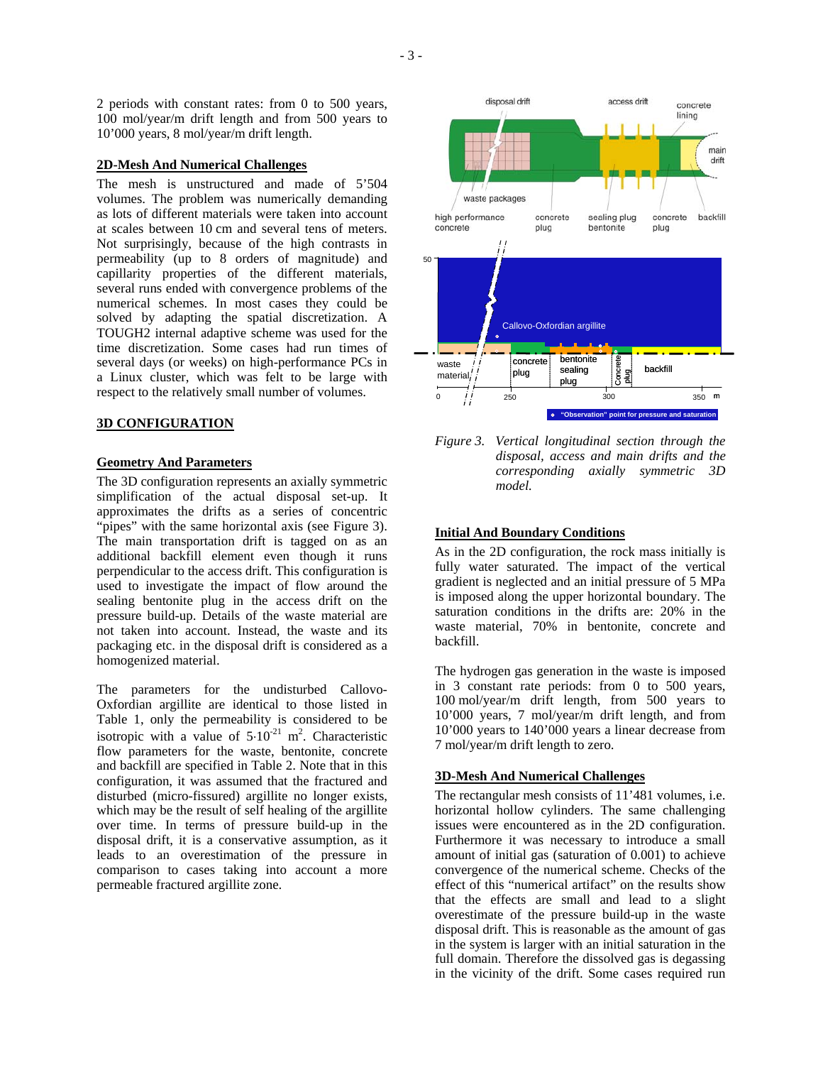2 periods with constant rates: from 0 to 500 years, 100 mol/year/m drift length and from 500 years to 10'000 years, 8 mol/year/m drift length.

### 2D-Mesh And Numerical Challenges

The mesh is unstructured and made of 5'504 volumes. The problem was numerically demanding as lots of different materials were taken into account at scales between 10 cm and several tens of meters. Not surprisingly, because of the high contrasts in permeability (up to 8 orders of magnitude) and capillarity properties of the different materials, several runs ended with convergence problems of the numerical schemes. In most cases they could be solved by adapting the spatial discretization. A TOUGH2 internal adaptive scheme was used for the time discretization. Some cases had run times of several days (or weeks) on high-performance PCs in a Linux cluster, which was felt to be large with respect to the relatively small number of volumes.

## 3D CONFIGURATION

### Geometry And Parameters

The 3D configuration represents an axially symmetric simplification of the actual disposal set-up. It approximates the drifts as a series of concentric "pipes" with the same horizontal axis (see Figure 3). The main transportation drift is tagged on as an additional backfill element even though it runs perpendicular to the access drift. This configuration is used to investigate the impact of flow around the sealing bentonite plug in the access drift on the pressure build-up. Details of the waste material are not taken into account. Instead, the waste and its packaging etc. in the disposal drift is considered as a homogenized material.

The parameters for the undisturbed Callovo-Oxfordian argillite are identical to those listed in Table 1, only the permeability is considered to be isotropic with a value of $5 \cdot 10^{-21}$ m$^2$. Characteristic flow parameters for the waste, bentonite, concrete and backfill are specified in Table 2. Note that in this configuration, it was assumed that the fractured and disturbed (micro-fissured) argillite no longer exists, which may be the result of self healing of the argillite over time. In terms of pressure build-up in the disposal drift, it is a conservative assumption, as it leads to an overestimation of the pressure in comparison to cases taking into account a more permeable fractured argillite zone.

*Figure 3. Vertical longitudinal section through the disposal, access and main drifts and the corresponding axially symmetric 3D model.*

### Initial And Boundary Conditions

As in the 2D configuration, the rock mass initially is fully water saturated. The impact of the vertical gradient is neglected and an initial pressure of 5 MPa is imposed along the upper horizontal boundary. The saturation conditions in the drifts are: 20% in the waste material, 70% in bentonite, concrete and backfill.

The hydrogen gas generation in the waste is imposed in 3 constant rate periods: from 0 to 500 years, 100 mol/year/m drift length, from 500 years to 10'000 years, 7 mol/year/m drift length, and from 10'000 years to 140'000 years a linear decrease from 7 mol/year/m drift length to zero.

### 3D-Mesh And Numerical Challenges

The rectangular mesh consists of 11'481 volumes, i.e. horizontal hollow cylinders. The same challenging issues were encountered as in the 2D configuration. Furthermore it was necessary to introduce a small amount of initial gas (saturation of 0.001) to achieve convergence of the numerical scheme. Checks of the effect of this "numerical artifact" on the results show that the effects are small and lead to a slight overestimate of the pressure build-up in the waste disposal drift. This is reasonable as the amount of gas in the system is larger with an initial saturation in the full domain. Therefore the dissolved gas is degassing in the vicinity of the drift. Some cases required run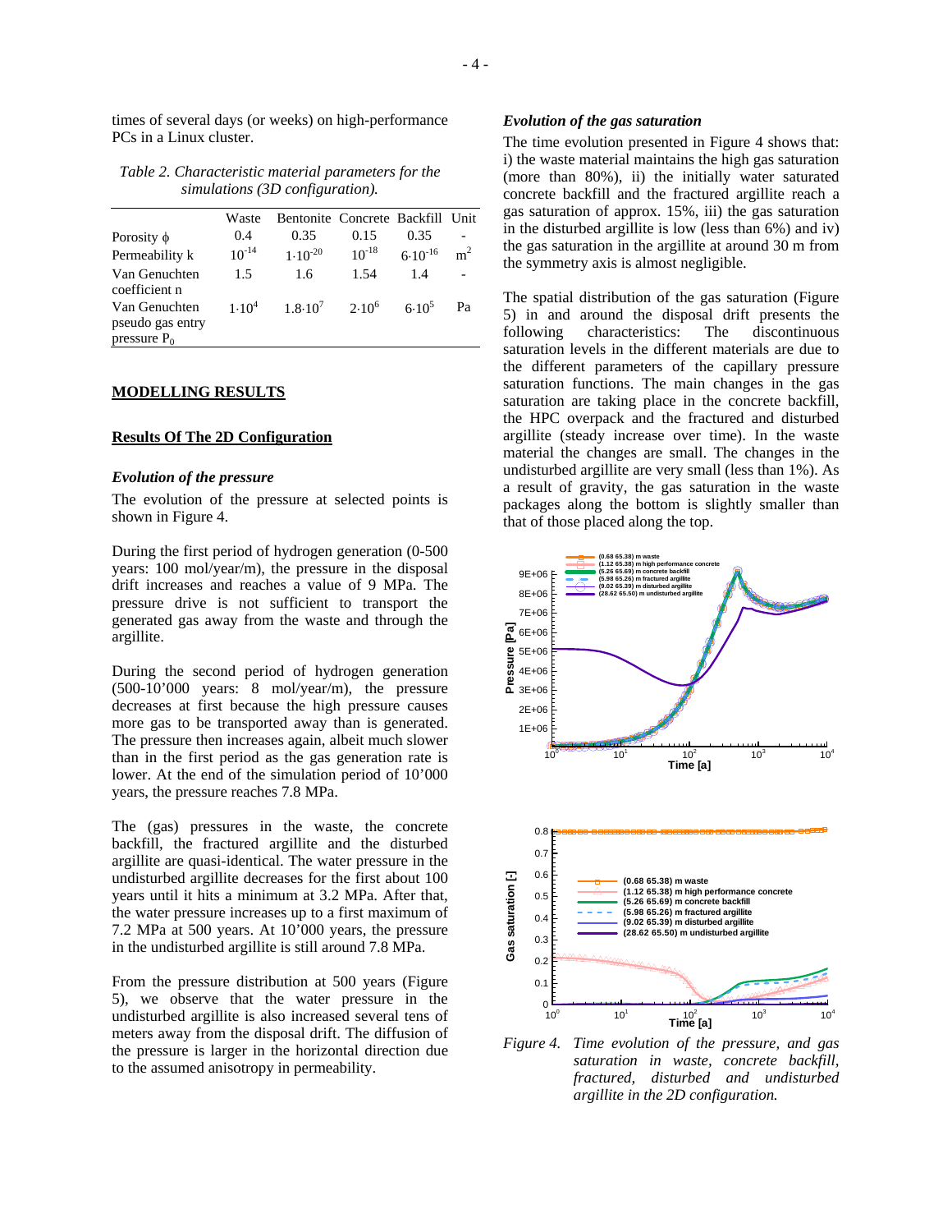times of several days (or weeks) on high-performance PCs in a Linux cluster.

*Table 2. Characteristic material parameters for the simulations (3D configuration).*

| | Waste | Bentonite | Concrete | Backfill | Unit |
|---|---|---|---|---|---|
| Porosity $\phi$ | 0.4 | 0.35 | 0.15 | 0.35 | - |
| Permeability k | $10^{-14}$ | $1 \cdot 10^{-20}$ | $10^{-18}$ | $6 \cdot 10^{-16}$ | $m^2$ |
| Van Genuchten coefficient n | 1.5 | 1.6 | 1.54 | 1.4 | - |
| Van Genuchten pseudo gas entry pressure $P_0$ | $1 \cdot 10^4$ | $1.8 \cdot 10^7$ | $2 \cdot 10^6$ | $6 \cdot 10^5$ | Pa |

## MODELLING RESULTS

### Results Of The 2D Configuration

#### *Evolution of the pressure*

The evolution of the pressure at selected points is shown in Figure 4.

During the first period of hydrogen generation (0-500 years: 100 mol/year/m), the pressure in the disposal drift increases and reaches a value of 9 MPa. The pressure drive is not sufficient to transport the generated gas away from the waste and through the argillite.

During the second period of hydrogen generation (500-10'000 years: 8 mol/year/m), the pressure decreases at first because the high pressure causes more gas to be transported away than is generated. The pressure then increases again, albeit much slower than in the first period as the gas generation rate is lower. At the end of the simulation period of 10'000 years, the pressure reaches 7.8 MPa.

The (gas) pressures in the waste, the concrete backfill, the fractured argillite and the disturbed argillite are quasi-identical. The water pressure in the undisturbed argillite decreases for the first about 100 years until it hits a minimum at 3.2 MPa. After that, the water pressure increases up to a first maximum of 7.2 MPa at 500 years. At 10'000 years, the pressure in the undisturbed argillite is still around 7.8 MPa.

From the pressure distribution at 500 years (Figure 5), we observe that the water pressure in the undisturbed argillite is also increased several tens of meters away from the disposal drift. The diffusion of the pressure is larger in the horizontal direction due to the assumed anisotropy in permeability.

#### *Evolution of the gas saturation*

The time evolution presented in Figure 4 shows that: i) the waste material maintains the high gas saturation (more than 80%), ii) the initially water saturated concrete backfill and the fractured argillite reach a gas saturation of approx. 15%, iii) the gas saturation in the disturbed argillite is low (less than 6%) and iv) the gas saturation in the argillite at around 30 m from the symmetry axis is almost negligible.

The spatial distribution of the gas saturation (Figure 5) in and around the disposal drift presents the following characteristics: The discontinuous saturation levels in the different materials are due to the different parameters of the capillary pressure saturation functions. The main changes in the gas saturation are taking place in the concrete backfill, the HPC overpack and the fractured and disturbed argillite (steady increase over time). In the waste material the changes are small. The changes in the undisturbed argillite are very small (less than 1%). As a result of gravity, the gas saturation in the waste packages along the bottom is slightly smaller than that of those placed along the top.

*Figure 4. Time evolution of the pressure, and gas saturation in waste, concrete backfill, fractured, disturbed and undisturbed argillite in the 2D configuration.*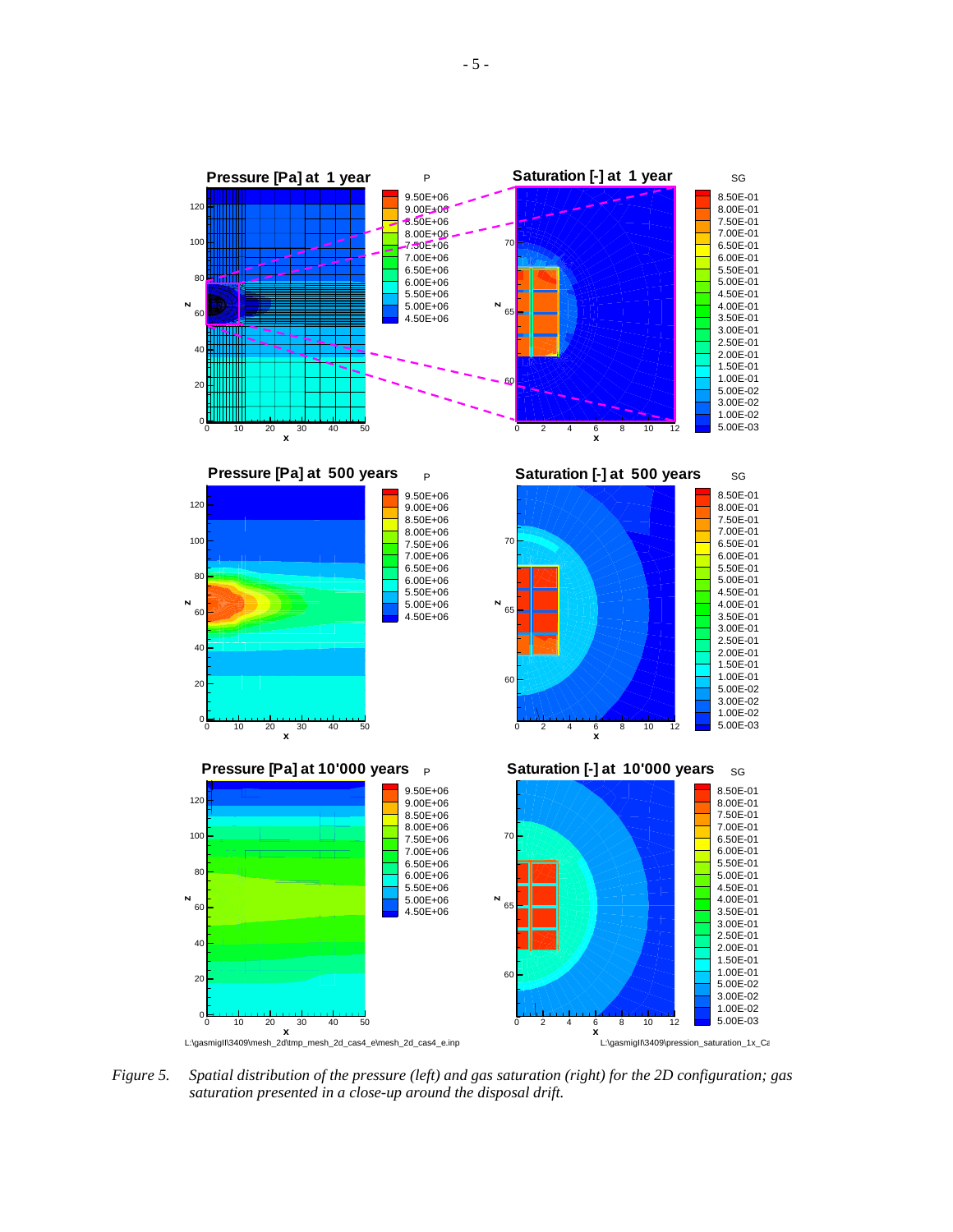*Figure 5. Spatial distribution of the pressure (left) and gas saturation (right) for the 2D configuration; gas saturation presented in a close-up around the disposal drift.*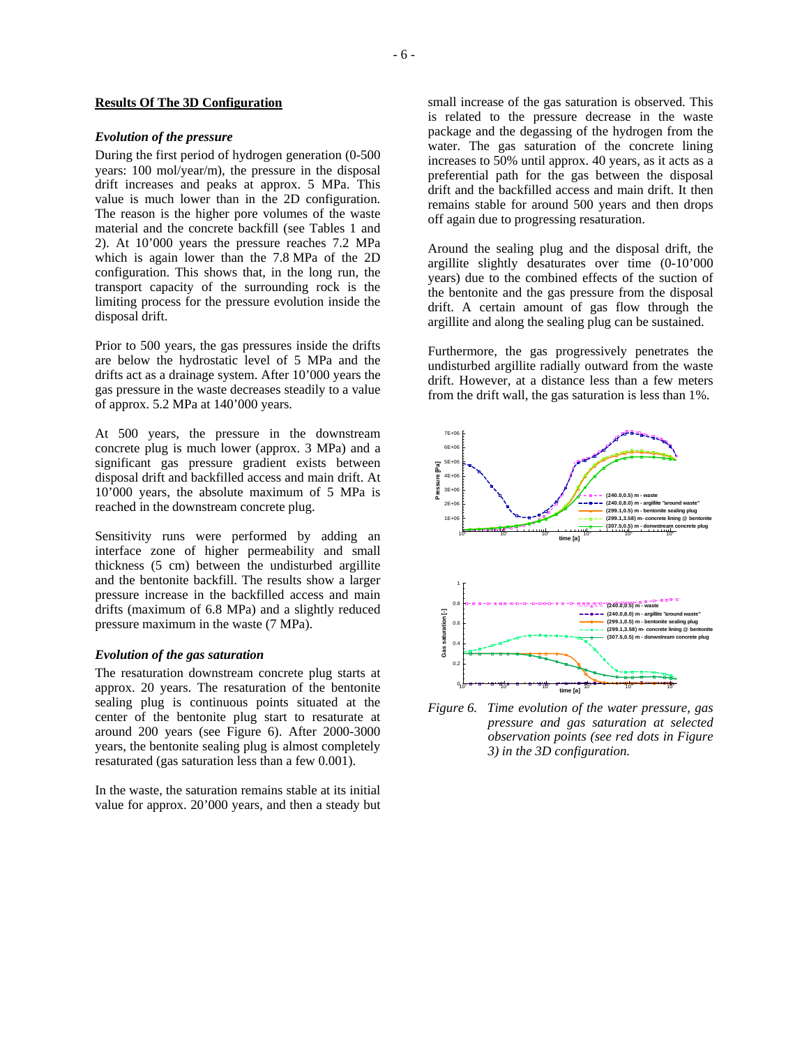## Results Of The 3D Configuration

### *Evolution of the pressure*

During the first period of hydrogen generation (0-500 years: 100 mol/year/m), the pressure in the disposal drift increases and peaks at approx. 5 MPa. This value is much lower than in the 2D configuration. The reason is the higher pore volumes of the waste material and the concrete backfill (see Tables 1 and 2). At 10'000 years the pressure reaches 7.2 MPa which is again lower than the 7.8 MPa of the 2D configuration. This shows that, in the long run, the transport capacity of the surrounding rock is the limiting process for the pressure evolution inside the disposal drift.

Prior to 500 years, the gas pressures inside the drifts are below the hydrostatic level of 5 MPa and the drifts act as a drainage system. After 10'000 years the gas pressure in the waste decreases steadily to a value of approx. 5.2 MPa at 140'000 years.

At 500 years, the pressure in the downstream concrete plug is much lower (approx. 3 MPa) and a significant gas pressure gradient exists between disposal drift and backfilled access and main drift. At 10'000 years, the absolute maximum of 5 MPa is reached in the downstream concrete plug.

Sensitivity runs were performed by adding an interface zone of higher permeability and small thickness (5 cm) between the undisturbed argillite and the bentonite backfill. The results show a larger pressure increase in the backfilled access and main drifts (maximum of 6.8 MPa) and a slightly reduced pressure maximum in the waste (7 MPa).

### *Evolution of the gas saturation*

The resaturation downstream concrete plug starts at approx. 20 years. The resaturation of the bentonite sealing plug is continuous points situated at the center of the bentonite plug start to resaturate at around 200 years (see Figure 6). After 2000-3000 years, the bentonite sealing plug is almost completely resaturated (gas saturation less than a few 0.001).

In the waste, the saturation remains stable at its initial value for approx. 20'000 years, and then a steady but small increase of the gas saturation is observed. This is related to the pressure decrease in the waste package and the degassing of the hydrogen from the water. The gas saturation of the concrete lining increases to 50% until approx. 40 years, as it acts as a preferential path for the gas between the disposal drift and the backfilled access and main drift. It then remains stable for around 500 years and then drops off again due to progressing resaturation.

Around the sealing plug and the disposal drift, the argillite slightly desaturates over time (0-10'000 years) due to the combined effects of the suction of the bentonite and the gas pressure from the disposal drift. A certain amount of gas flow through the argillite and along the sealing plug can be sustained.

Furthermore, the gas progressively penetrates the undisturbed argillite radially outward from the waste drift. However, at a distance less than a few meters from the drift wall, the gas saturation is less than 1%.

*Figure 6. Time evolution of the water pressure, gas pressure and gas saturation at selected observation points (see red dots in Figure 3) in the 3D configuration.*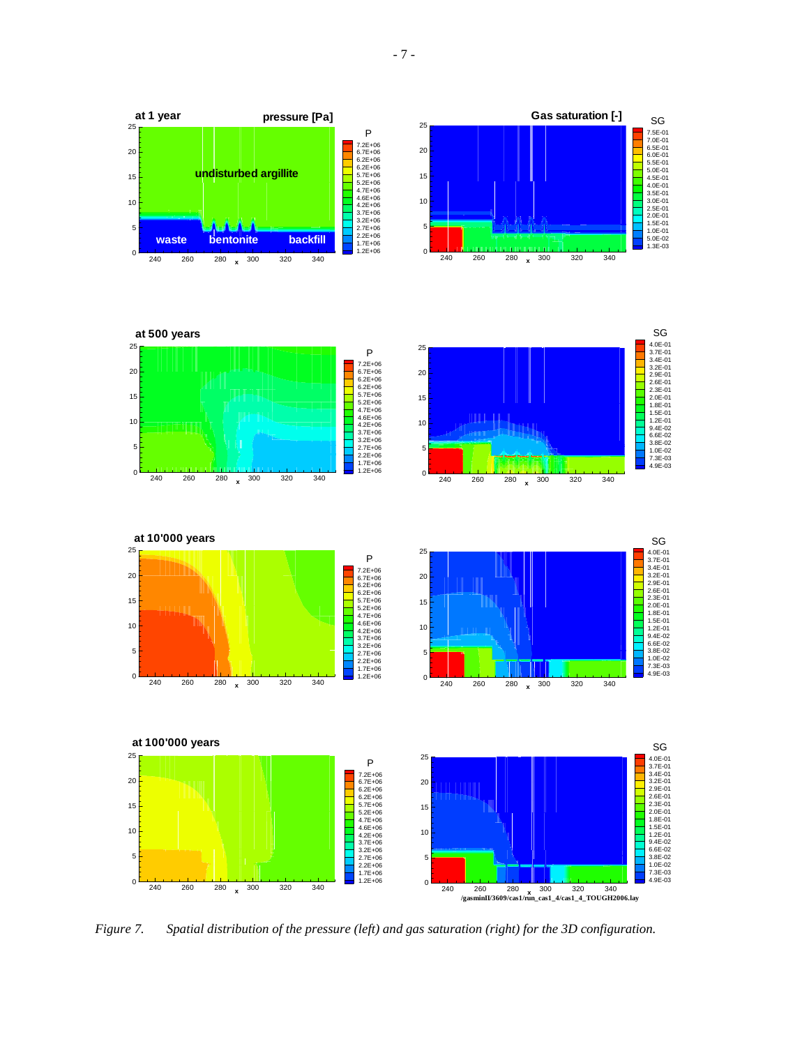*Figure 7. Spatial distribution of the pressure (left) and gas saturation (right) for the 3D configuration.*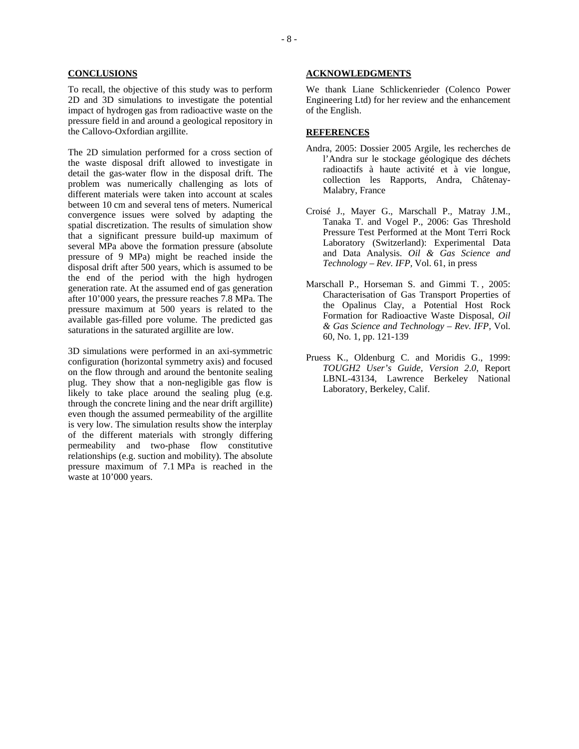## CONCLUSIONS

To recall, the objective of this study was to perform 2D and 3D simulations to investigate the potential impact of hydrogen gas from radioactive waste on the pressure field in and around a geological repository in the Callovo-Oxfordian argillite.

The 2D simulation performed for a cross section of the waste disposal drift allowed to investigate in detail the gas-water flow in the disposal drift. The problem was numerically challenging as lots of different materials were taken into account at scales between 10 cm and several tens of meters. Numerical convergence issues were solved by adapting the spatial discretization. The results of simulation show that a significant pressure build-up maximum of several MPa above the formation pressure (absolute pressure of 9 MPa) might be reached inside the disposal drift after 500 years, which is assumed to be the end of the period with the high hydrogen generation rate. At the assumed end of gas generation after 10'000 years, the pressure reaches 7.8 MPa. The pressure maximum at 500 years is related to the available gas-filled pore volume. The predicted gas saturations in the saturated argillite are low.

3D simulations were performed in an axi-symmetric configuration (horizontal symmetry axis) and focused on the flow through and around the bentonite sealing plug. They show that a non-negligible gas flow is likely to take place around the sealing plug (e.g. through the concrete lining and the near drift argillite) even though the assumed permeability of the argillite is very low. The simulation results show the interplay of the different materials with strongly differing permeability and two-phase flow constitutive relationships (e.g. suction and mobility). The absolute pressure maximum of 7.1 MPa is reached in the waste at 10'000 years.

## ACKNOWLEDGMENTS

We thank Liane Schlickenrieder (Colenco Power Engineering Ltd) for her review and the enhancement of the English.

## REFERENCES

Andra, 2005: Dossier 2005 Argile, les recherches de l'Andra sur le stockage géologique des déchets radioactifs à haute activité et à vie longue, collection les Rapports, Andra, Châtenay-Malabry, France

Croisé J., Mayer G., Marschall P., Matray J.M., Tanaka T. and Vogel P., 2006: Gas Threshold Pressure Test Performed at the Mont Terri Rock Laboratory (Switzerland): Experimental Data and Data Analysis. *Oil & Gas Science and Technology – Rev. IFP*, Vol. 61, in press

Marschall P., Horseman S. and Gimmi T. , 2005: Characterisation of Gas Transport Properties of the Opalinus Clay, a Potential Host Rock Formation for Radioactive Waste Disposal, *Oil & Gas Science and Technology – Rev. IFP*, Vol. 60, No. 1, pp. 121-139

Pruess K., Oldenburg C. and Moridis G., 1999: *TOUGH2 User's Guide, Version 2.0*, Report LBNL-43134, Lawrence Berkeley National Laboratory, Berkeley, Calif.